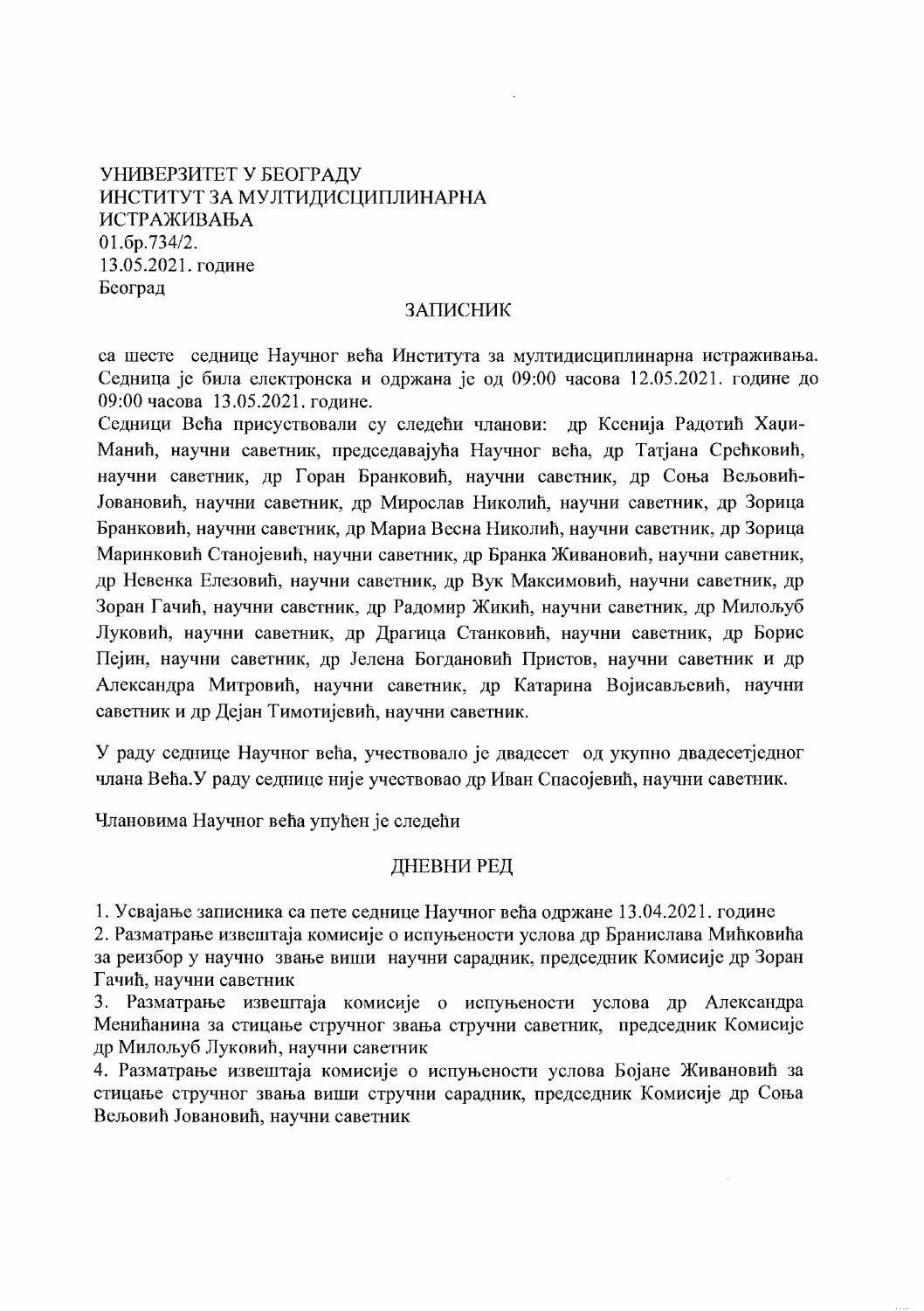УНИВЕРЗИТЕТ У БЕОГРАДУ
ИНСТИТУТ ЗА МУЛТИДИСЦИПЛИНАРНА ИСТРАЖИВАЊА
01.бр.734/2.
13.05.2021. године
Београд

## ЗАПИСНИК

са шесте седнице Научног већа Института за мултидисциплинарна истраживања. Седница је била електронска и одржана је од 09:00 часова 12.05.2021. године до 09:00 часова 13.05.2021. године.

Седници Већа присуствовали су следећи чланови: др Ксенија Радотић Хаџи-Манић, научни саветник, председавајућа Научног већа, др Татјана Срећковић, научни саветник, др Горан Бранковић, научни саветник, др Соња Вељовић-Јовановић, научни саветник, др Мирослав Николић, научни саветник, др Зорица Бранковић, научни саветник, др Мариа Весна Николић, научни саветник, др Зорица Маринковић Станојевић, научни саветник, др Бранка Живановић, научни саветник, др Невенка Елезовић, научни саветник, др Вук Максимовић, научни саветник, др Зоран Гачић, научни саветник, др Радомир Жикић, научни саветник, др Милољуб Луковић, научни саветник, др Драгица Станковић, научни саветник, др Борис Пејин, научни саветник, др Јелена Богдановић Пристов, научни саветник и др Александра Митровић, научни саветник, др Катарина Војисављевић, научни саветник и др Дејан Тимотијевић, научни саветник.

У раду седнице Научног већа, учествовало је двадесет од укупно двадесетједног члана Већа.У раду седнице није учествовао др Иван Спасојевић, научни саветник.

Члановима Научног већа упућен је следећи

## ДНЕВНИ РЕД

1. Усвајање записника са пете седнице Научног већа одржане 13.04.2021. године
2. Разматрање извештаја комисије о испуњености услова др Бранислава Мићковића за реизбор у научно звање виши научни сарадник, председник Комисије др Зоран Гачић, научни саветник
3. Разматрање извештаја комисије о испуњености услова др Александра Менићанина за стицање стручног звања стручни саветник, председник Комисије др Милољуб Луковић, научни саветник
4. Разматрање извештаја комисије о испуњености услова Бојане Живановић за стицање стручног звања виши стручни сарадник, председник Комисије др Соња Вељовић Јовановић, научни саветник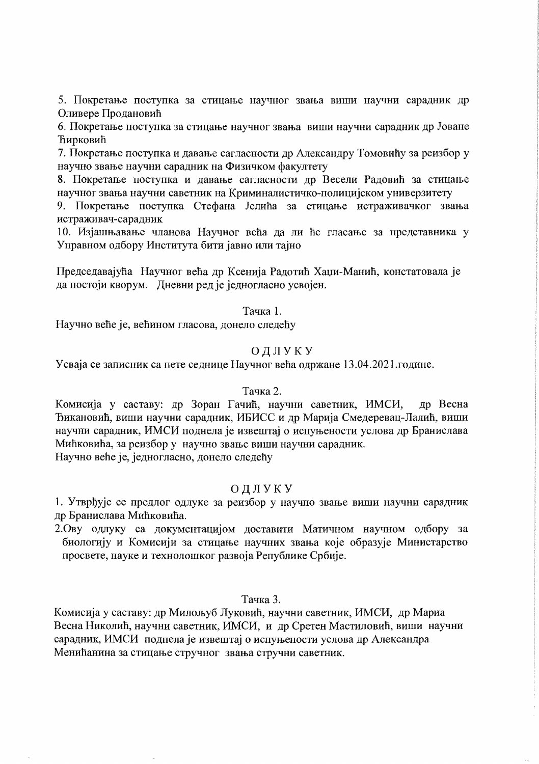5. Покретање поступка за стицање научног звања виши научни сарадник др Оливере Продановић

6. Покретање поступка за стицање научног звања виши научни сарадник др Јоване Ћирковић

7. Покретање поступка и давање сагласности др Александру Томовићу за реизбор у научно звање научни сарадник на Физичком факултету

8. Покретање поступка и давање сагласности др Весели Радовић за стицање научног звања научни саветник на Криминалистичко-полицијском универзитету

9. Покретање поступка Стефана Јелића за стицање истраживачког звања истраживач-сарадник

10. Изјашњавање чланова Научног већа да ли ће гласање за представника у Управном одбору Института бити јавно или тајно

Председавајућа Научног већа др Ксенија Радотић Хаџи-Манић, констатовала је да постоји кворум. Дневни ред је једногласно усвојен.

Тачка 1.

Научно веће је, већином гласова, донело следећу

ОДЛУКУ

Усваја се записник са пете седнице Научног већа одржане 13.04.2021.године.

Тачка 2.

Комисија у саставу: др Зоран Гачић, научни саветник, ИМСИ, др Весна Ђикановић, виши научни сарадник, ИБИСС и др Марија Смедеревац-Лалић, виши научни сарадник, ИМСИ поднела је извештај о испуњености услова др Бранислава Мићковића, за реизбор у научно звање виши научни сарадник.

Научно веће је, једногласно, донело следећу

ОДЛУКУ

1. Утврђује се предлог одлуке за реизбор у научно звање виши научни сарадник др Бранислава Мићковића.
2. Ову одлуку са документацијом доставити Матичном научном одбору за биологију и Комисији за стицање научних звања које образује Министарство просвете, науке и технолошког развоја Републике Србије.

Тачка 3.

Комисија у саставу: др Милољуб Луковић, научни саветник, ИМСИ, др Мариа Весна Николић, научни саветник, ИМСИ, и др Сретен Мастиловић, виши научни сарадник, ИМСИ поднела је извештај о испуњености услова др Александра Менићанина за стицање стручног звања стручни саветник.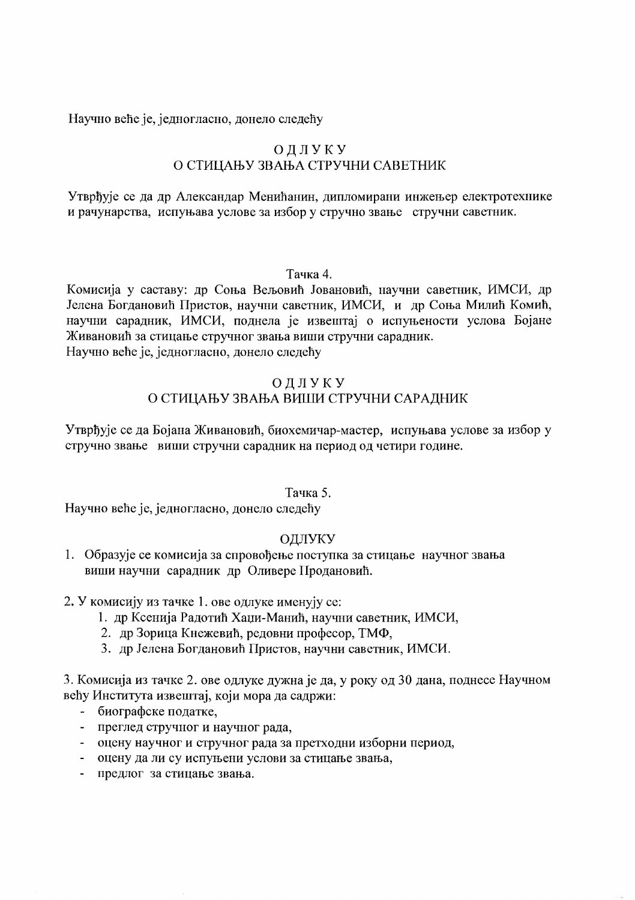Научно веће је, једногласно, донело следећу

## ОДЛУКУ
## О СТИЦАЊУ ЗВАЊА СТРУЧНИ САВЕТНИК

Утврђује се да др Александар Менићанин, дипломирани инжењер електротехнике и рачунарства, испуњава услове за избор у стручно звање стручни саветник.

### Тачка 4.

Комисија у саставу: др Соња Вељовић Јовановић, научни саветник, ИМСИ, др Јелена Богдановић Пристов, научни саветник, ИМСИ, и др Соња Милић Комић, научни сарадник, ИМСИ, поднела је извештај о испуњености услова Бојане Живановић за стицање стручног звања виши стручни сарадник.
Научно веће је, једногласно, донело следећу

## ОДЛУКУ
## О СТИЦАЊУ ЗВАЊА ВИШИ СТРУЧНИ САРАДНИК

Утврђује се да Бојана Живановић, биохемичар-мастер, испуњава услове за избор у стручно звање виши стручни сарадник на период од четири године.

### Тачка 5.

Научно веће је, једногласно, донело следећу

## ОДЛУКУ

1. Образује се комисија за спровођење поступка за стицање научног звања виши научни сарадник др Оливере Продановић.

2. У комисију из тачке 1. ове одлуке именују се:
   1. др Ксенија Радотић Хаџи-Манић, научни саветник, ИМСИ,
   2. др Зорица Кнежевић, редовни професор, ТМФ,
   3. др Јелена Богдановић Пристов, научни саветник, ИМСИ.

3. Комисија из тачке 2. ове одлуке дужна је да, у року од 30 дана, поднесе Научном већу Института извештај, који мора да садржи:
   - биографске податке,
   - преглед стручног и научног рада,
   - оцену научног и стручног рада за претходни изборни период,
   - оцену да ли су испуњени услови за стицање звања,
   - предлог за стицање звања.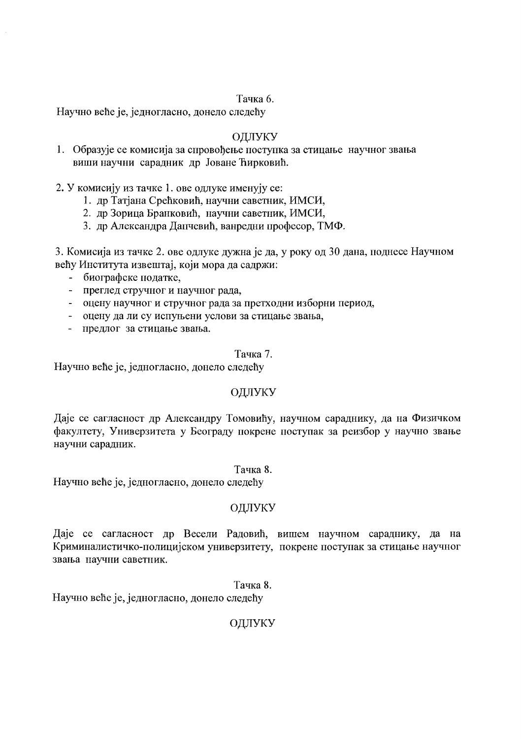Тачка 6.

Научно веће је, једногласно, донело следећу

ОДЛУКУ

1. Образује се комисија за спровођење поступка за стицање научног звања виши научни сарадник др Јоване Ћирковић.

2. У комисију из тачке 1. ове одлуке именују се:
   1. др Татјана Срећковић, научни саветник, ИМСИ,
   2. др Зорица Бранковић, научни саветник, ИМСИ,
   3. др Александра Дапчевић, ванредни професор, ТМФ.

3. Комисија из тачке 2. ове одлуке дужна је да, у року од 30 дана, поднесе Научном већу Института извештај, који мора да садржи:
   - биографске податке,
   - преглед стручног и научног рада,
   - оцену научног и стручног рада за претходни изборни период,
   - оцену да ли су испуњени услови за стицање звања,
   - предлог за стицање звања.

Тачка 7.

Научно веће је, једногласно, донело следећу

ОДЛУКУ

Даје се сагласност др Александру Томовићу, научном сараднику, да на Физичком факултету, Универзитета у Београду покрене поступак за реизбор у научно звање научни сарадник.

Тачка 8.

Научно веће је, једногласно, донело следећу

ОДЛУКУ

Даје се сагласност др Весели Радовић, вишем научном сараднику, да на Криминалистичко-полицијском универзитету, покрене поступак за стицање научног звања научни саветник.

Тачка 8.

Научно веће је, једногласно, донело следећу

ОДЛУКУ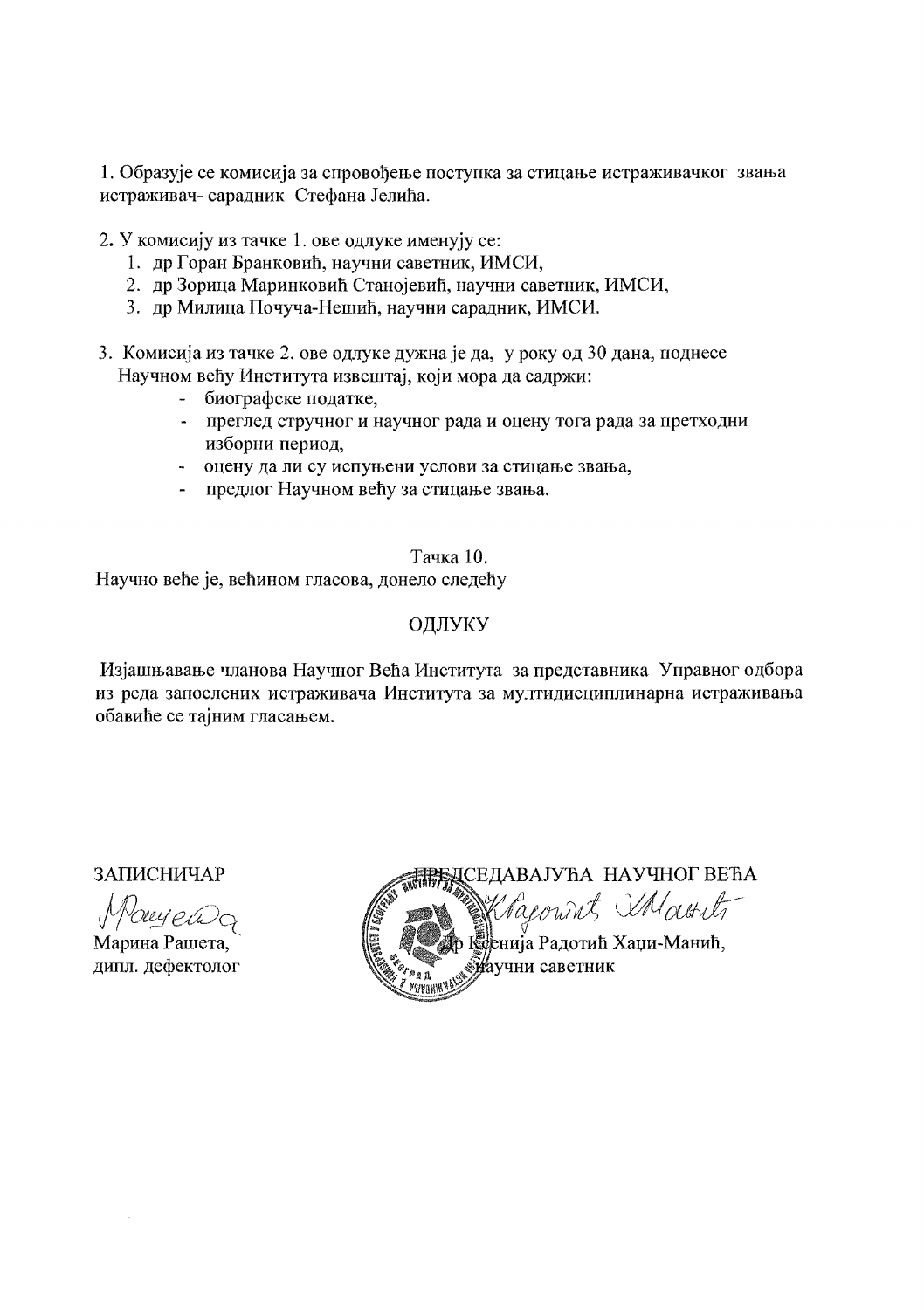1. Образује се комисија за спровођење поступка за стицање истраживачког звања истраживач- сарадник Стефана Јелића.

2. У комисију из тачке 1. ове одлуке именују се:
   1. др Горан Бранковић, научни саветник, ИМСИ,
   2. др Зорица Маринковић Станојевић, научни саветник, ИМСИ,
   3. др Милица Почуча-Нешић, научни сарадник, ИМСИ.

3. Комисија из тачке 2. ове одлуке дужна је да, у року од 30 дана, поднесе Научном већу Института извештај, који мора да садржи:
   - биографске податке,
   - преглед стручног и научног рада и оцену тога рада за претходни изборни период,
   - оцену да ли су испуњени услови за стицање звања,
   - предлог Научном већу за стицање звања.

Тачка 10.

Научно веће је, већином гласова, донело следећу

ОДЛУКУ

Изјашњавање чланова Научног Већа Института за представника Управног одбора из реда запослених истраживача Института за мултидисциплинарна истраживања обавиће се тајним гласањем.

ЗАПИСНИЧАР

Марина Рашета,
дипл. дефектолог

ПРЕДСЕДАВАЈУЋА НАУЧНОГ ВЕЋА

Др Ксенија Радотић Хаџи-Манић,
научни саветник